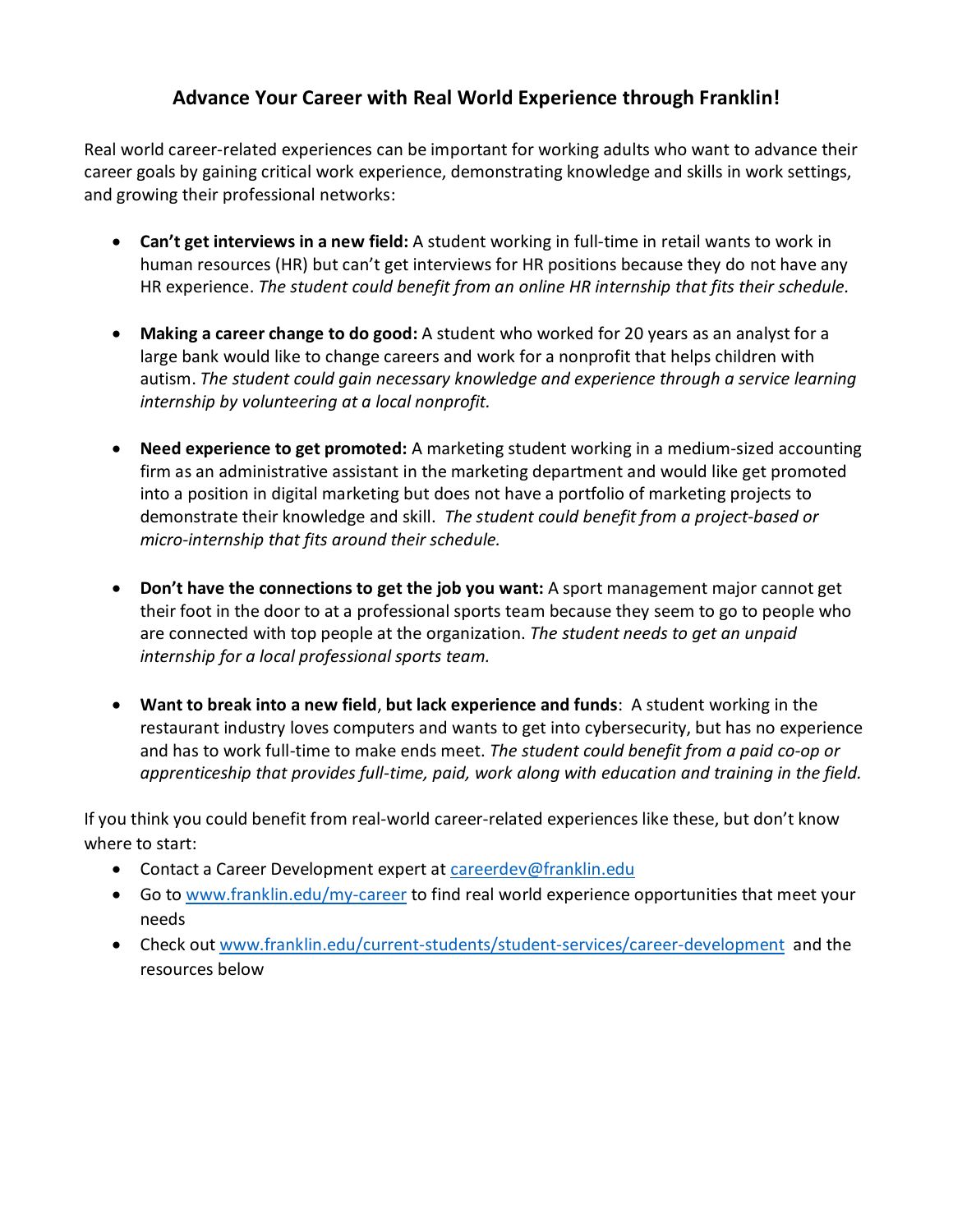# Advance Your Career with Real World Experience through Franklin!

Real world career-related experiences can be important for working adults who want to advance their career goals by gaining critical work experience, demonstrating knowledge and skills in work settings, and growing their professional networks:

- **Can't get interviews in a new field:** A student working in full-time in retail wants to work in human resources (HR) but can't get interviews for HR positions because they do not have any HR experience. *The student could benefit from an online HR internship that fits their schedule.*

- **Making a career change to do good:** A student who worked for 20 years as an analyst for a large bank would like to change careers and work for a nonprofit that helps children with autism. *The student could gain necessary knowledge and experience through a service learning internship by volunteering at a local nonprofit.*

- **Need experience to get promoted:** A marketing student working in a medium-sized accounting firm as an administrative assistant in the marketing department and would like get promoted into a position in digital marketing but does not have a portfolio of marketing projects to demonstrate their knowledge and skill. *The student could benefit from a project-based or micro-internship that fits around their schedule.*

- **Don't have the connections to get the job you want:** A sport management major cannot get their foot in the door to at a professional sports team because they seem to go to people who are connected with top people at the organization. *The student needs to get an unpaid internship for a local professional sports team.*

- **Want to break into a new field**, **but lack experience and funds**: A student working in the restaurant industry loves computers and wants to get into cybersecurity, but has no experience and has to work full-time to make ends meet. *The student could benefit from a paid co-op or apprenticeship that provides full-time, paid, work along with education and training in the field.*

If you think you could benefit from real-world career-related experiences like these, but don't know where to start:

- Contact a Career Development expert at careerdev@franklin.edu
- Go to www.franklin.edu/my-career to find real world experience opportunities that meet your needs
- Check out www.franklin.edu/current-students/student-services/career-development and the resources below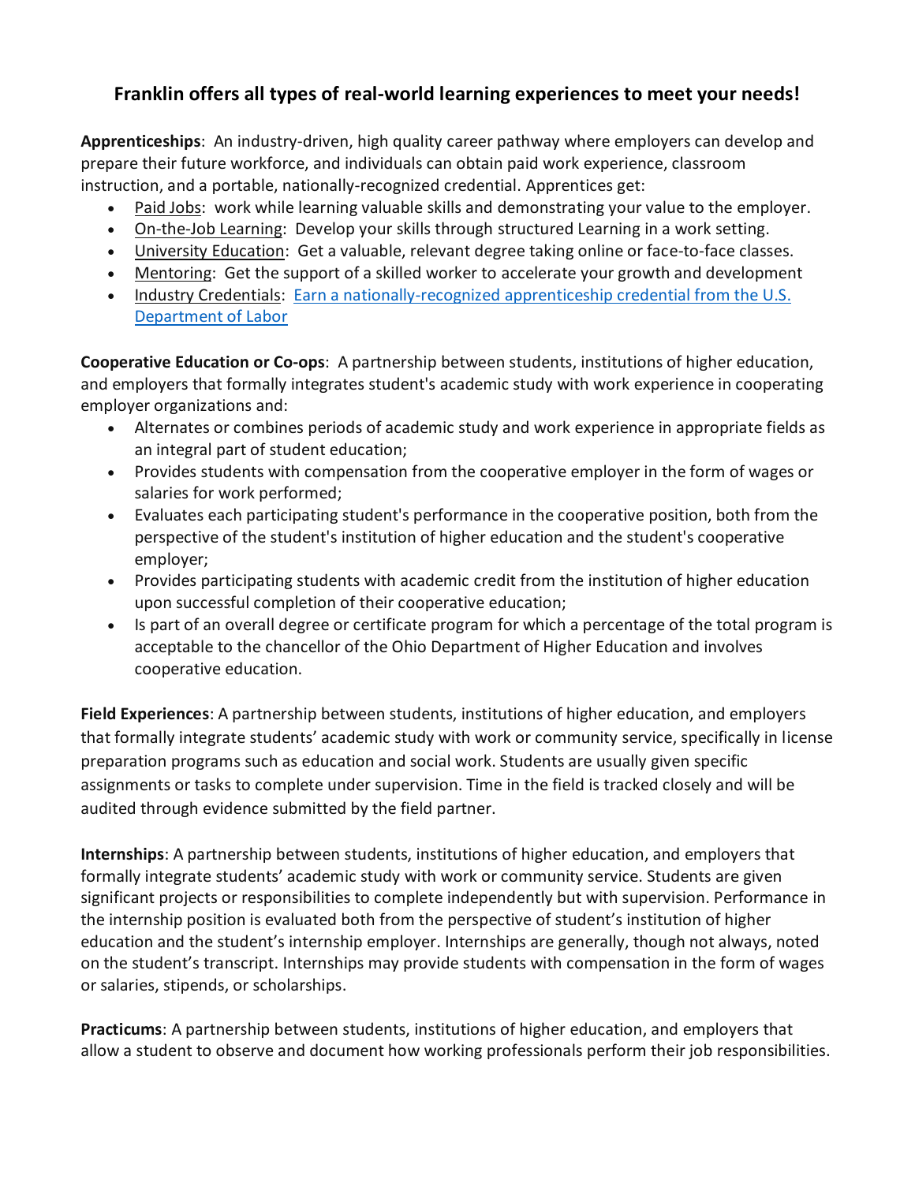## Franklin offers all types of real-world learning experiences to meet your needs!

**Apprenticeships**: An industry-driven, high quality career pathway where employers can develop and prepare their future workforce, and individuals can obtain paid work experience, classroom instruction, and a portable, nationally-recognized credential. Apprentices get:

- Paid Jobs: work while learning valuable skills and demonstrating your value to the employer.
- On-the-Job Learning: Develop your skills through structured Learning in a work setting.
- University Education: Get a valuable, relevant degree taking online or face-to-face classes.
- Mentoring: Get the support of a skilled worker to accelerate your growth and development
- Industry Credentials: Earn a nationally-recognized apprenticeship credential from the U.S. Department of Labor

**Cooperative Education or Co-ops**: A partnership between students, institutions of higher education, and employers that formally integrates student's academic study with work experience in cooperating employer organizations and:

- Alternates or combines periods of academic study and work experience in appropriate fields as an integral part of student education;
- Provides students with compensation from the cooperative employer in the form of wages or salaries for work performed;
- Evaluates each participating student's performance in the cooperative position, both from the perspective of the student's institution of higher education and the student's cooperative employer;
- Provides participating students with academic credit from the institution of higher education upon successful completion of their cooperative education;
- Is part of an overall degree or certificate program for which a percentage of the total program is acceptable to the chancellor of the Ohio Department of Higher Education and involves cooperative education.

**Field Experiences**: A partnership between students, institutions of higher education, and employers that formally integrate students' academic study with work or community service, specifically in license preparation programs such as education and social work. Students are usually given specific assignments or tasks to complete under supervision. Time in the field is tracked closely and will be audited through evidence submitted by the field partner.

**Internships**: A partnership between students, institutions of higher education, and employers that formally integrate students' academic study with work or community service. Students are given significant projects or responsibilities to complete independently but with supervision. Performance in the internship position is evaluated both from the perspective of student's institution of higher education and the student's internship employer. Internships are generally, though not always, noted on the student's transcript. Internships may provide students with compensation in the form of wages or salaries, stipends, or scholarships.

**Practicums**: A partnership between students, institutions of higher education, and employers that allow a student to observe and document how working professionals perform their job responsibilities.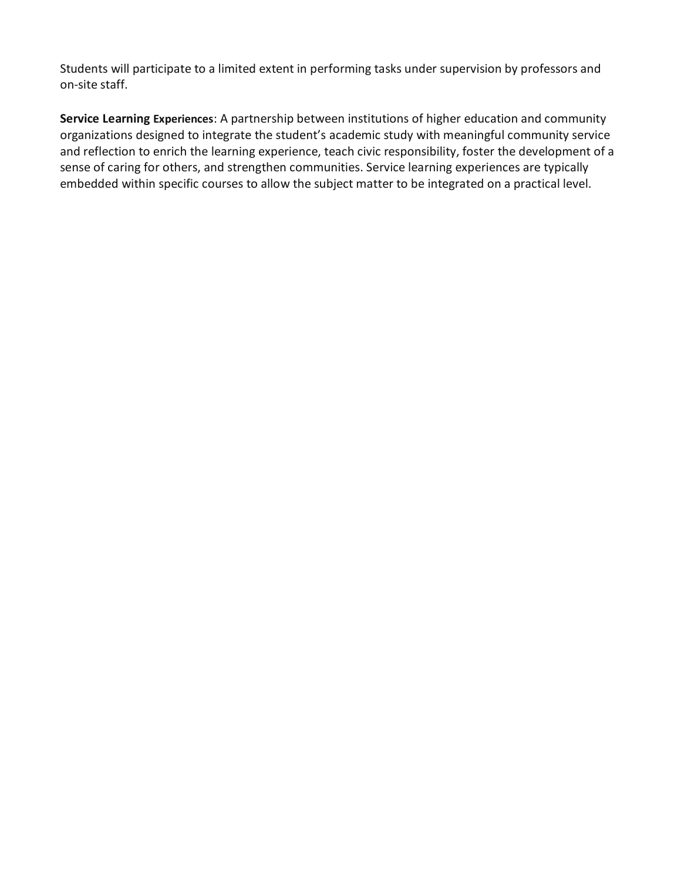Students will participate to a limited extent in performing tasks under supervision by professors and on-site staff.

**Service Learning Experiences**: A partnership between institutions of higher education and community organizations designed to integrate the student's academic study with meaningful community service and reflection to enrich the learning experience, teach civic responsibility, foster the development of a sense of caring for others, and strengthen communities. Service learning experiences are typically embedded within specific courses to allow the subject matter to be integrated on a practical level.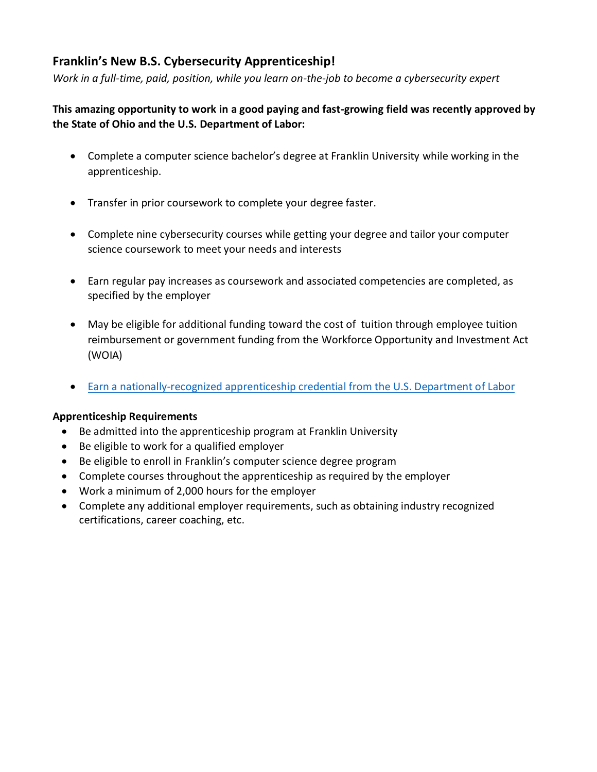## Franklin's New B.S. Cybersecurity Apprenticeship!

*Work in a full-time, paid, position, while you learn on-the-job to become a cybersecurity expert*

**This amazing opportunity to work in a good paying and fast-growing field was recently approved by the State of Ohio and the U.S. Department of Labor:**

- Complete a computer science bachelor's degree at Franklin University while working in the apprenticeship.
- Transfer in prior coursework to complete your degree faster.
- Complete nine cybersecurity courses while getting your degree and tailor your computer science coursework to meet your needs and interests
- Earn regular pay increases as coursework and associated competencies are completed, as specified by the employer
- May be eligible for additional funding toward the cost of tuition through employee tuition reimbursement or government funding from the Workforce Opportunity and Investment Act (WOIA)
- Earn a nationally-recognized apprenticeship credential from the U.S. Department of Labor

**Apprenticeship Requirements**

- Be admitted into the apprenticeship program at Franklin University
- Be eligible to work for a qualified employer
- Be eligible to enroll in Franklin's computer science degree program
- Complete courses throughout the apprenticeship as required by the employer
- Work a minimum of 2,000 hours for the employer
- Complete any additional employer requirements, such as obtaining industry recognized certifications, career coaching, etc.